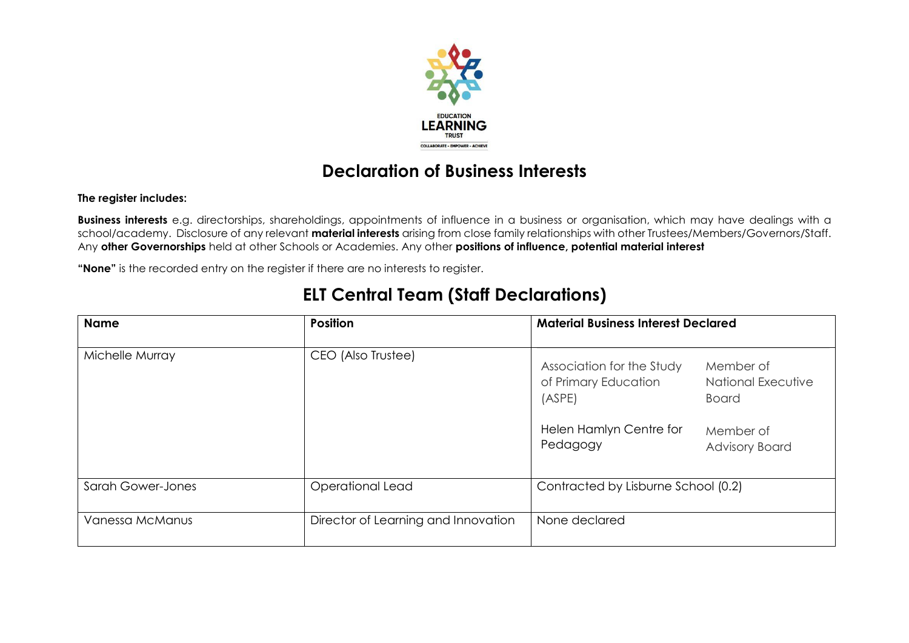EDUCATION
LEARNING
TRUST
COLLABORATE - EMPOWER - ACHIEVE

# Declaration of Business Interests

**The register includes:**

**Business interests** e.g. directorships, shareholdings, appointments of influence in a business or organisation, which may have dealings with a school/academy. Disclosure of any relevant **material interests** arising from close family relationships with other Trustees/Members/Governors/Staff. Any **other Governorships** held at other Schools or Academies. Any other **positions of influence, potential material interest**

**"None"** is the recorded entry on the register if there are no interests to register.

## ELT Central Team (Staff Declarations)

| Name | Position | Material Business Interest Declared | |
|---|---|---|---|
| Michelle Murray | CEO (Also Trustee) | Association for the Study of Primary Education (ASPE) | Member of National Executive Board |
| | | Helen Hamlyn Centre for Pedagogy | Member of Advisory Board |
| Sarah Gower-Jones | Operational Lead | Contracted by Lisburne School (0.2) | |
| Vanessa McManus | Director of Learning and Innovation | None declared | |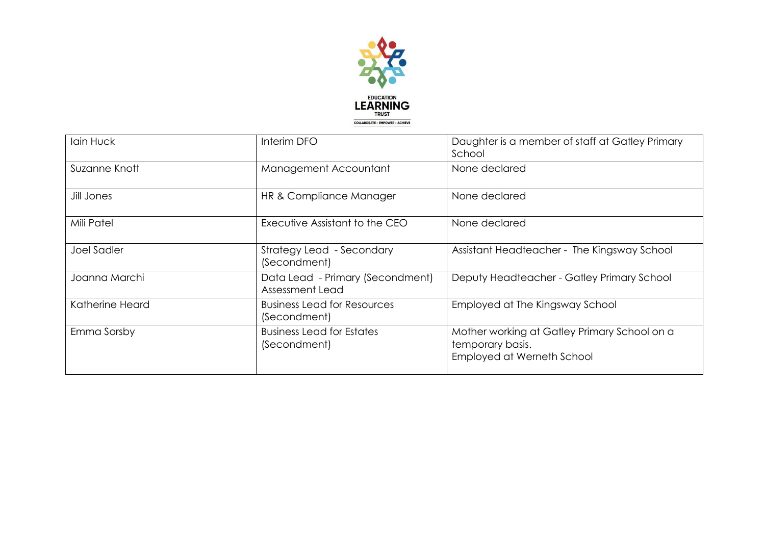| Iain Huck | Interim DFO | Daughter is a member of staff at Gatley Primary School |
| --- | --- | --- |
| Suzanne Knott | Management Accountant | None declared |
| Jill Jones | HR & Compliance Manager | None declared |
| Mili Patel | Executive Assistant to the CEO | None declared |
| Joel Sadler | Strategy Lead - Secondary (Secondment) | Assistant Headteacher - The Kingsway School |
| Joanna Marchi | Data Lead - Primary (Secondment) Assessment Lead | Deputy Headteacher - Gatley Primary School |
| Katherine Heard | Business Lead for Resources (Secondment) | Employed at The Kingsway School |
| Emma Sorsby | Business Lead for Estates (Secondment) | Mother working at Gatley Primary School on a temporary basis. Employed at Werneth School |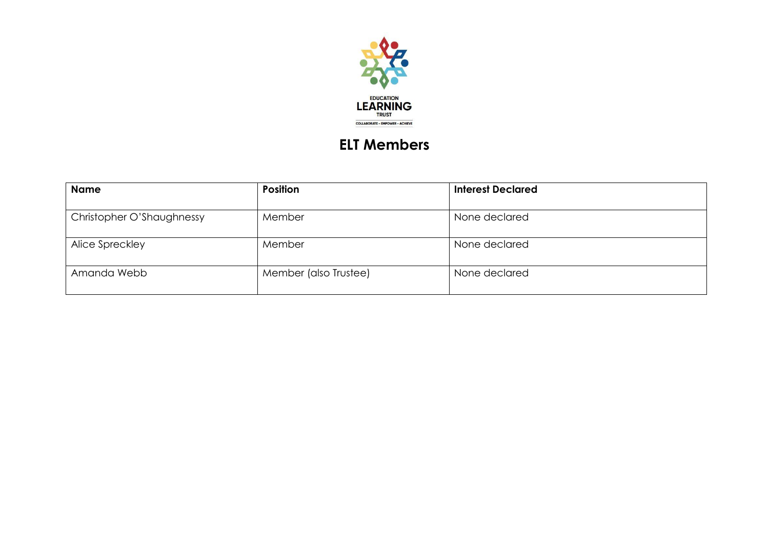# ELT Members

| Name | Position | Interest Declared |
| --- | --- | --- |
| Christopher O'Shaughnessy | Member | None declared |
| Alice Spreckley | Member | None declared |
| Amanda Webb | Member (also Trustee) | None declared |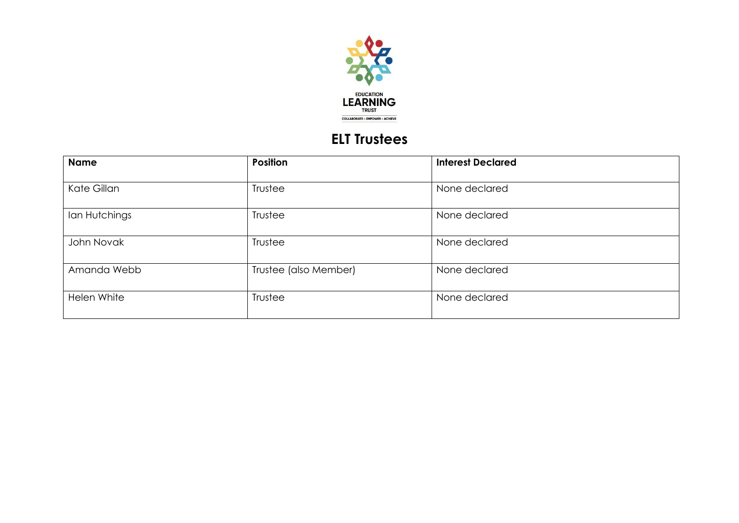# ELT Trustees

| Name | Position | Interest Declared |
|---|---|---|
| Kate Gillan | Trustee | None declared |
| Ian Hutchings | Trustee | None declared |
| John Novak | Trustee | None declared |
| Amanda Webb | Trustee (also Member) | None declared |
| Helen White | Trustee | None declared |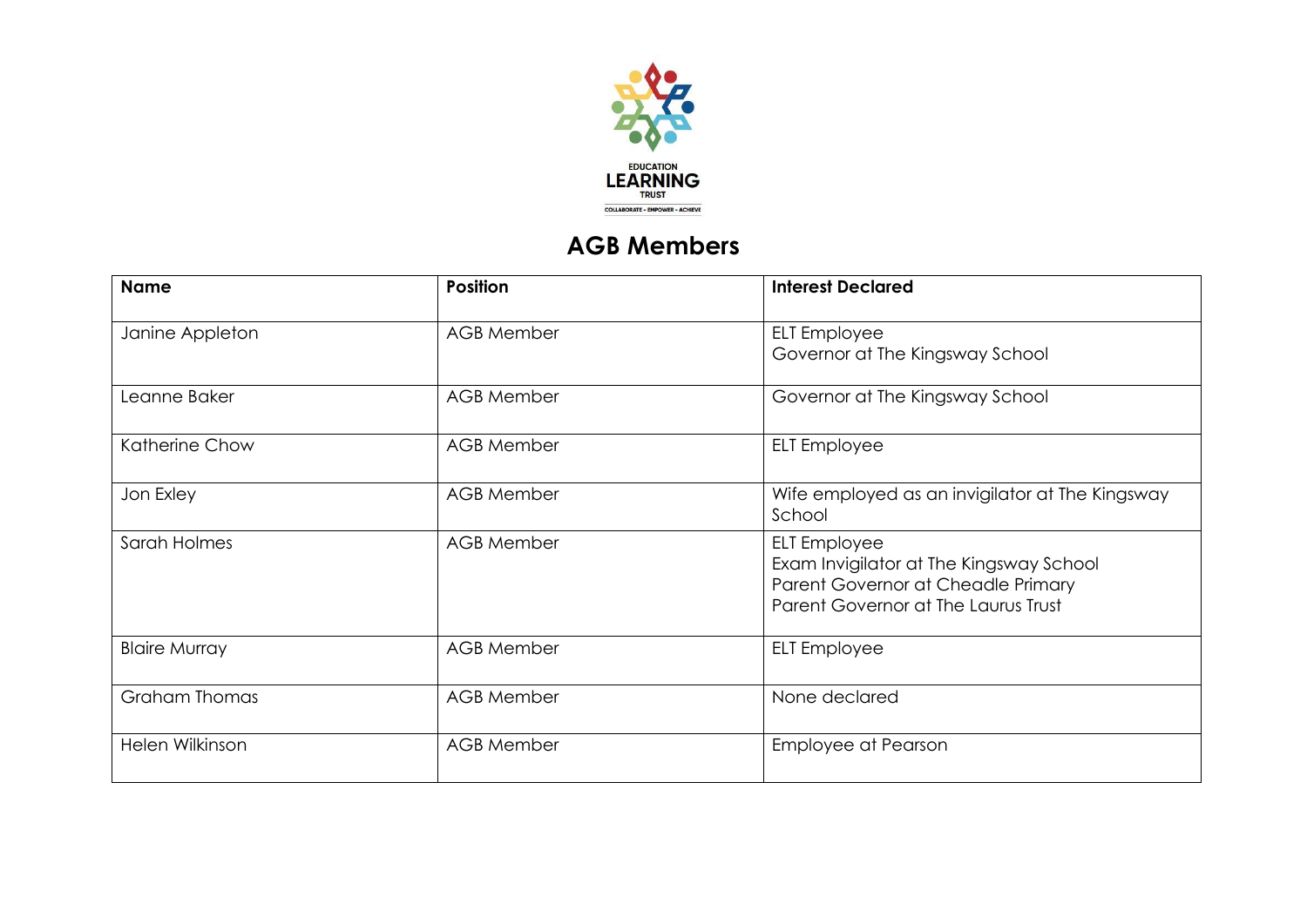EDUCATION LEARNING TRUST

COLLABORATE - EMPOWER - ACHIEVE

# AGB Members

| Name | Position | Interest Declared |
|---|---|---|
| Janine Appleton | AGB Member | ELT Employee<br>Governor at The Kingsway School |
| Leanne Baker | AGB Member | Governor at The Kingsway School |
| Katherine Chow | AGB Member | ELT Employee |
| Jon Exley | AGB Member | Wife employed as an invigilator at The Kingsway School |
| Sarah Holmes | AGB Member | ELT Employee<br>Exam Invigilator at The Kingsway School<br>Parent Governor at Cheadle Primary<br>Parent Governor at The Laurus Trust |
| Blaire Murray | AGB Member | ELT Employee |
| Graham Thomas | AGB Member | None declared |
| Helen Wilkinson | AGB Member | Employee at Pearson |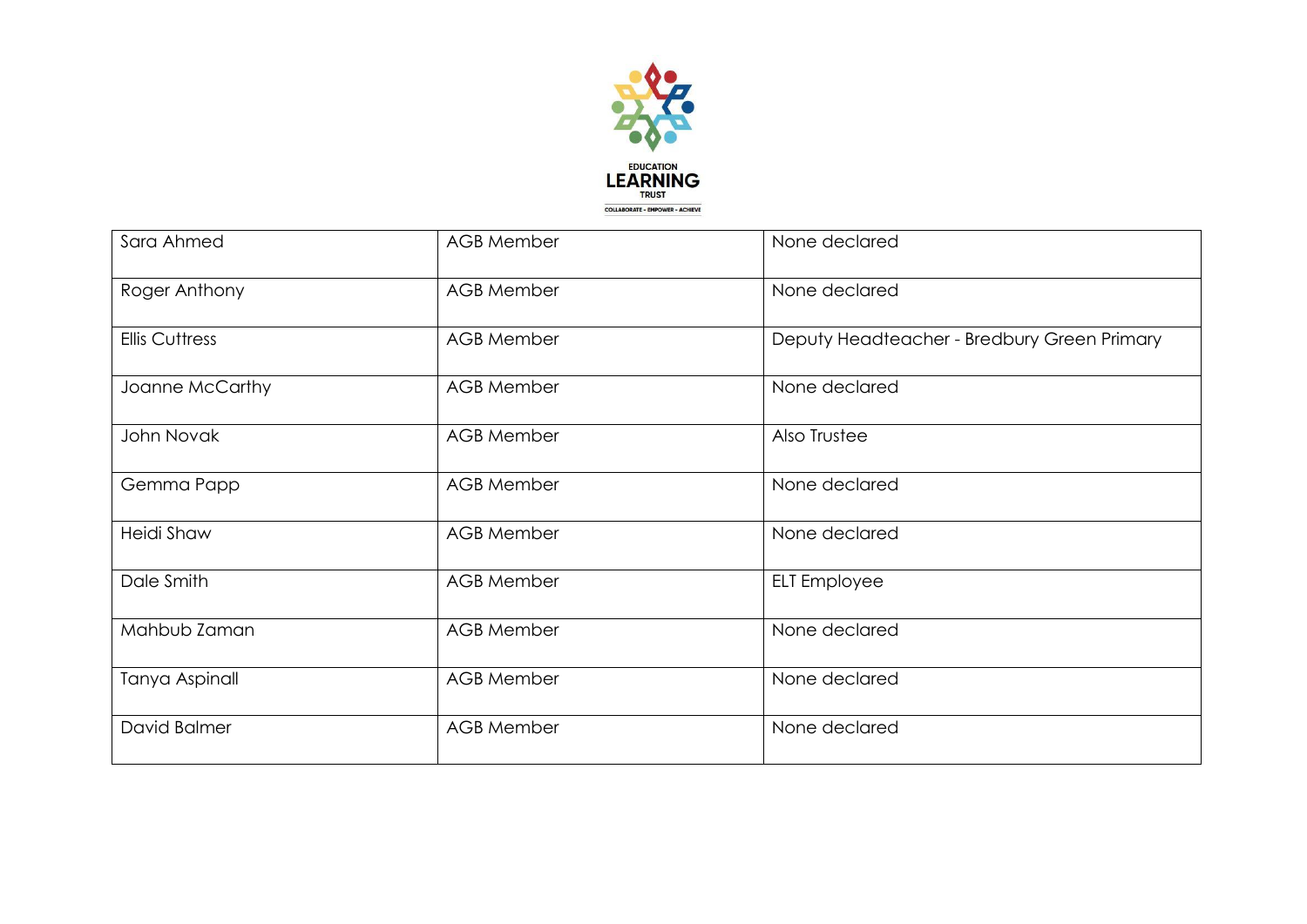| Sara Ahmed | AGB Member | None declared |
| --- | --- | --- |
| Roger Anthony | AGB Member | None declared |
| Ellis Cuttress | AGB Member | Deputy Headteacher - Bredbury Green Primary |
| Joanne McCarthy | AGB Member | None declared |
| John Novak | AGB Member | Also Trustee |
| Gemma Papp | AGB Member | None declared |
| Heidi Shaw | AGB Member | None declared |
| Dale Smith | AGB Member | ELT Employee |
| Mahbub Zaman | AGB Member | None declared |
| Tanya Aspinall | AGB Member | None declared |
| David Balmer | AGB Member | None declared |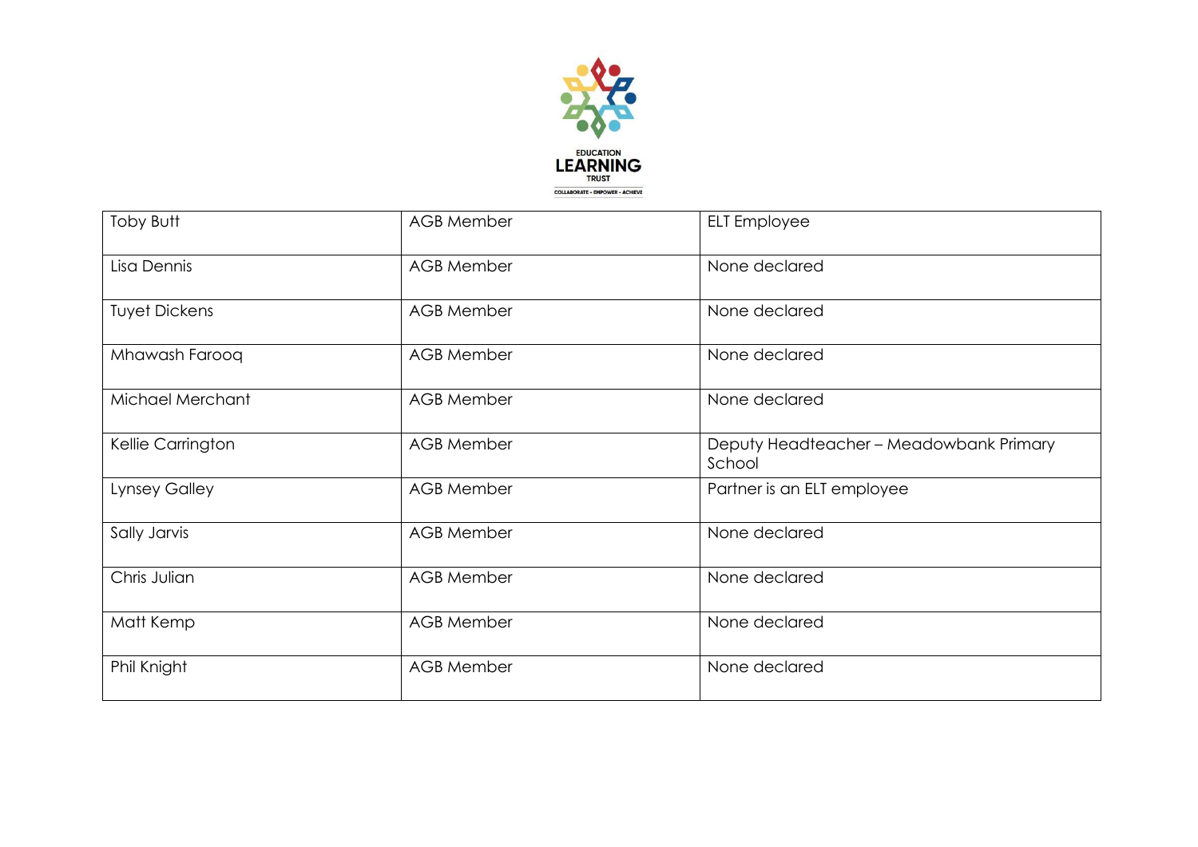| Toby Butt | AGB Member | ELT Employee |
|---|---|---|
| Lisa Dennis | AGB Member | None declared |
| Tuyet Dickens | AGB Member | None declared |
| Mhawash Farooq | AGB Member | None declared |
| Michael Merchant | AGB Member | None declared |
| Kellie Carrington | AGB Member | Deputy Headteacher – Meadowbank Primary School |
| Lynsey Galley | AGB Member | Partner is an ELT employee |
| Sally Jarvis | AGB Member | None declared |
| Chris Julian | AGB Member | None declared |
| Matt Kemp | AGB Member | None declared |
| Phil Knight | AGB Member | None declared |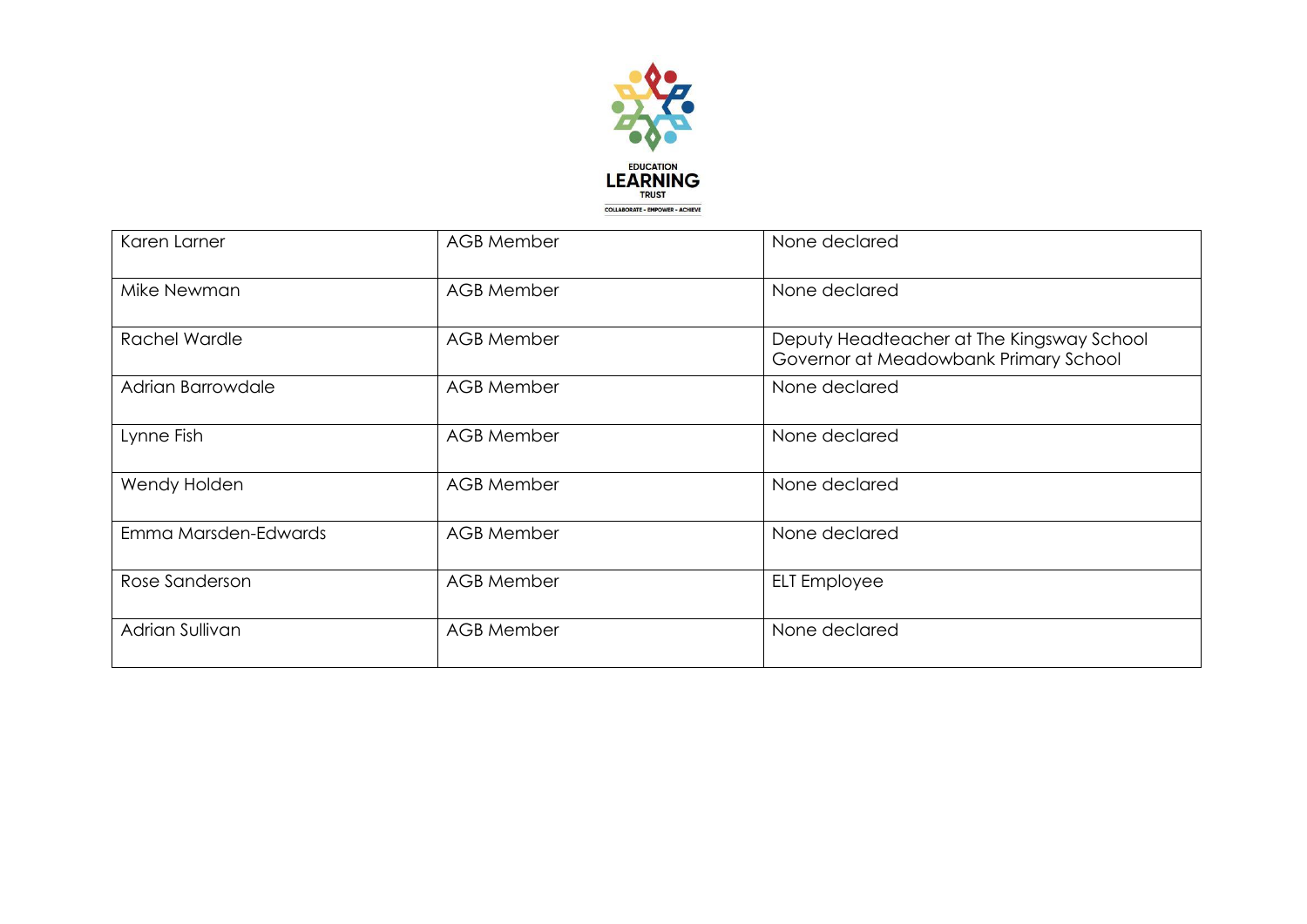| Karen Larner | AGB Member | None declared |
|---|---|---|
| Mike Newman | AGB Member | None declared |
| Rachel Wardle | AGB Member | Deputy Headteacher at The Kingsway School<br>Governor at Meadowbank Primary School |
| Adrian Barrowdale | AGB Member | None declared |
| Lynne Fish | AGB Member | None declared |
| Wendy Holden | AGB Member | None declared |
| Emma Marsden-Edwards | AGB Member | None declared |
| Rose Sanderson | AGB Member | ELT Employee |
| Adrian Sullivan | AGB Member | None declared |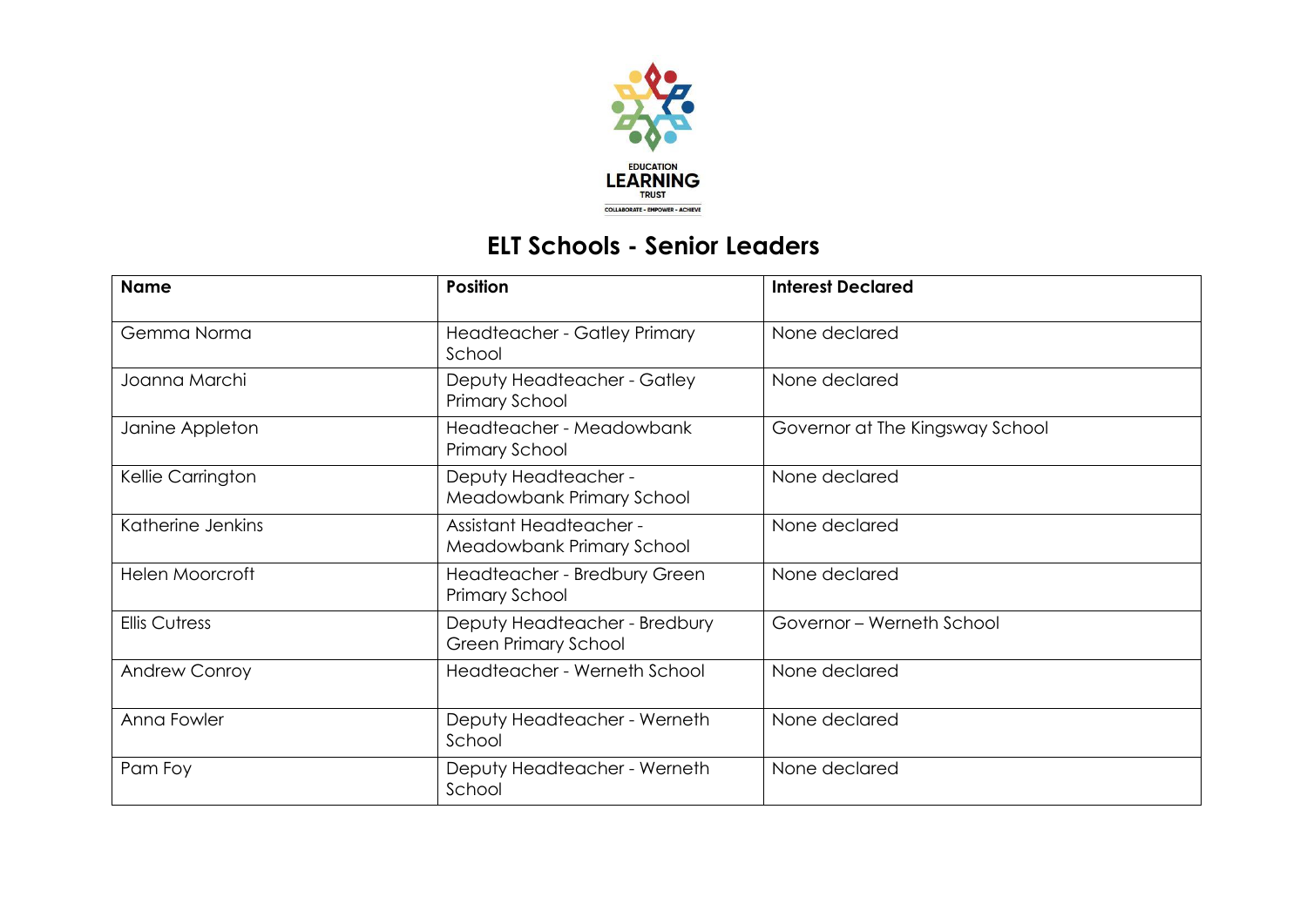# ELT Schools - Senior Leaders

| Name | Position | Interest Declared |
|---|---|---|
| Gemma Norma | Headteacher - Gatley Primary School | None declared |
| Joanna Marchi | Deputy Headteacher - Gatley Primary School | None declared |
| Janine Appleton | Headteacher - Meadowbank Primary School | Governor at The Kingsway School |
| Kellie Carrington | Deputy Headteacher - Meadowbank Primary School | None declared |
| Katherine Jenkins | Assistant Headteacher - Meadowbank Primary School | None declared |
| Helen Moorcroft | Headteacher - Bredbury Green Primary School | None declared |
| Ellis Cutress | Deputy Headteacher - Bredbury Green Primary School | Governor – Werneth School |
| Andrew Conroy | Headteacher - Werneth School | None declared |
| Anna Fowler | Deputy Headteacher - Werneth School | None declared |
| Pam Foy | Deputy Headteacher - Werneth School | None declared |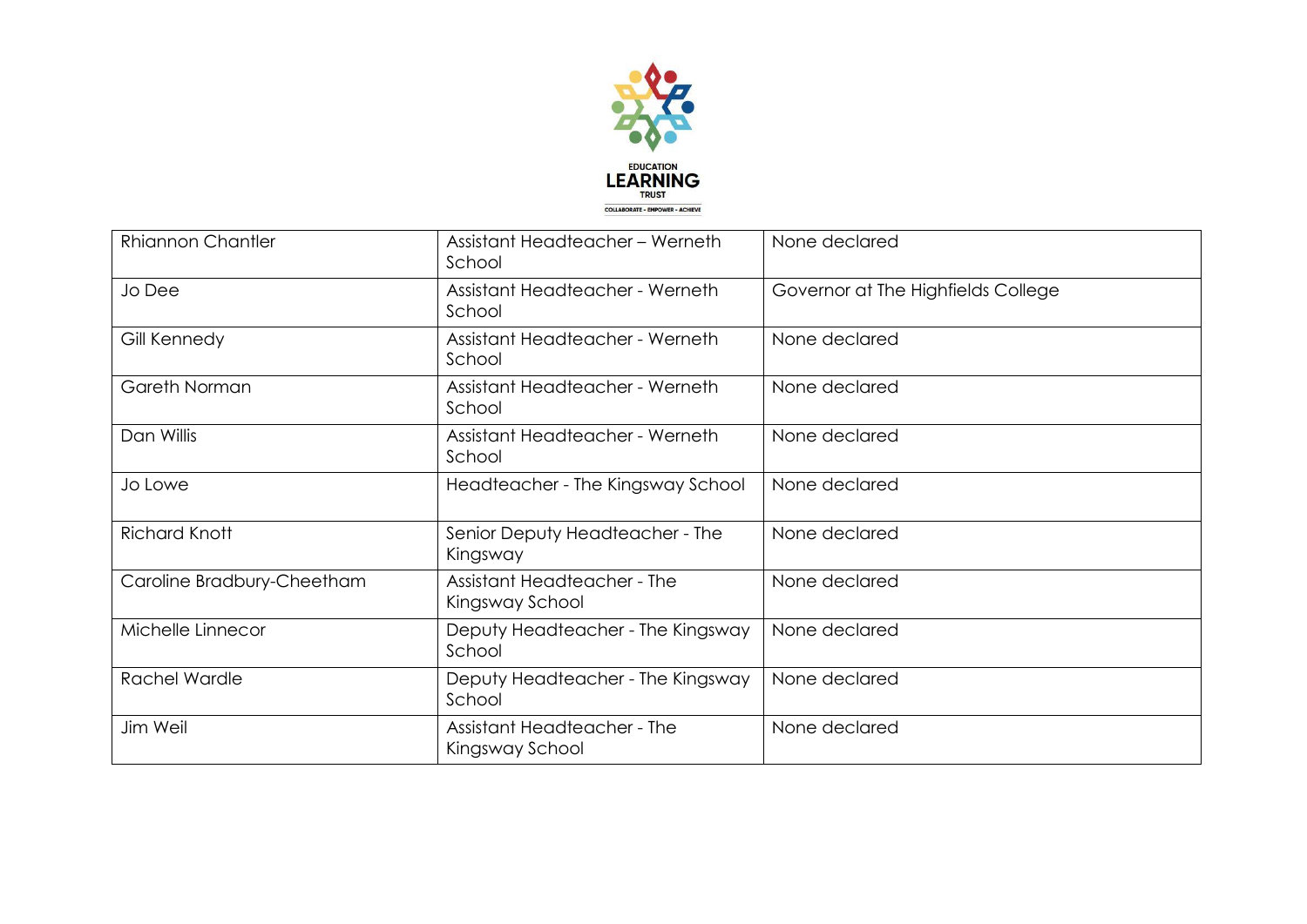| Rhiannon Chantler | Assistant Headteacher – Werneth School | None declared |
|---|---|---|
| Jo Dee | Assistant Headteacher - Werneth School | Governor at The Highfields College |
| Gill Kennedy | Assistant Headteacher - Werneth School | None declared |
| Gareth Norman | Assistant Headteacher - Werneth School | None declared |
| Dan Willis | Assistant Headteacher - Werneth School | None declared |
| Jo Lowe | Headteacher - The Kingsway School | None declared |
| Richard Knott | Senior Deputy Headteacher - The Kingsway | None declared |
| Caroline Bradbury-Cheetham | Assistant Headteacher - The Kingsway School | None declared |
| Michelle Linnecor | Deputy Headteacher - The Kingsway School | None declared |
| Rachel Wardle | Deputy Headteacher - The Kingsway School | None declared |
| Jim Weil | Assistant Headteacher - The Kingsway School | None declared |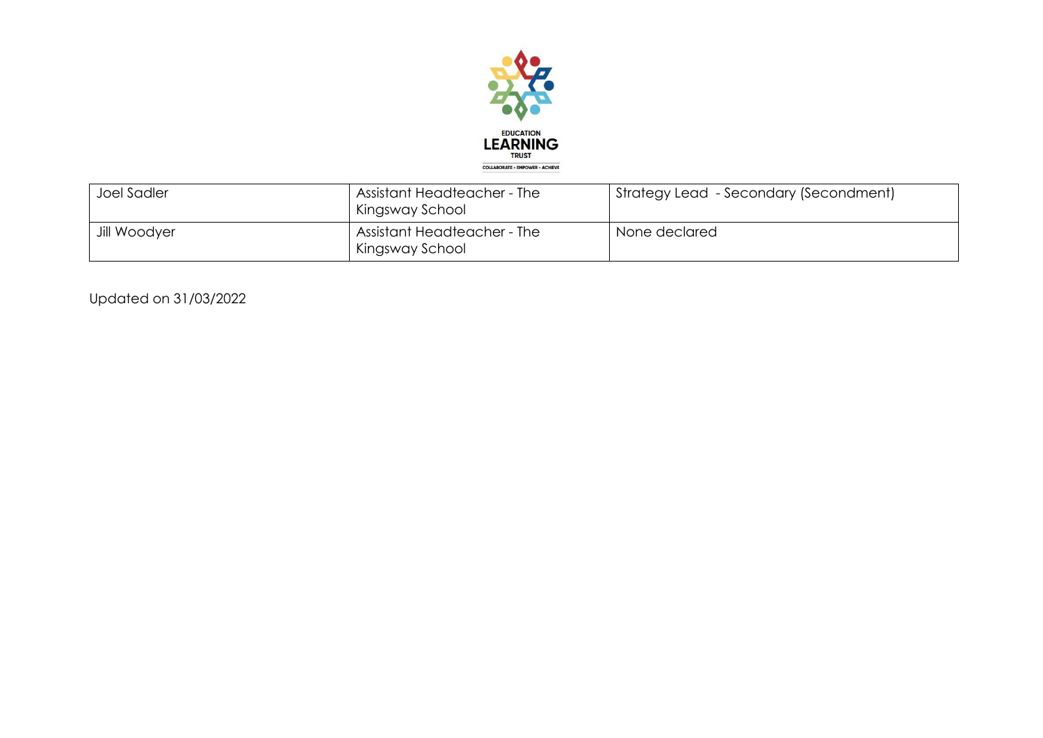| | | |
|---|---|---|
| Joel Sadler | Assistant Headteacher - The Kingsway School | Strategy Lead - Secondary (Secondment) |
| Jill Woodyer | Assistant Headteacher - The Kingsway School | None declared |

Updated on 31/03/2022